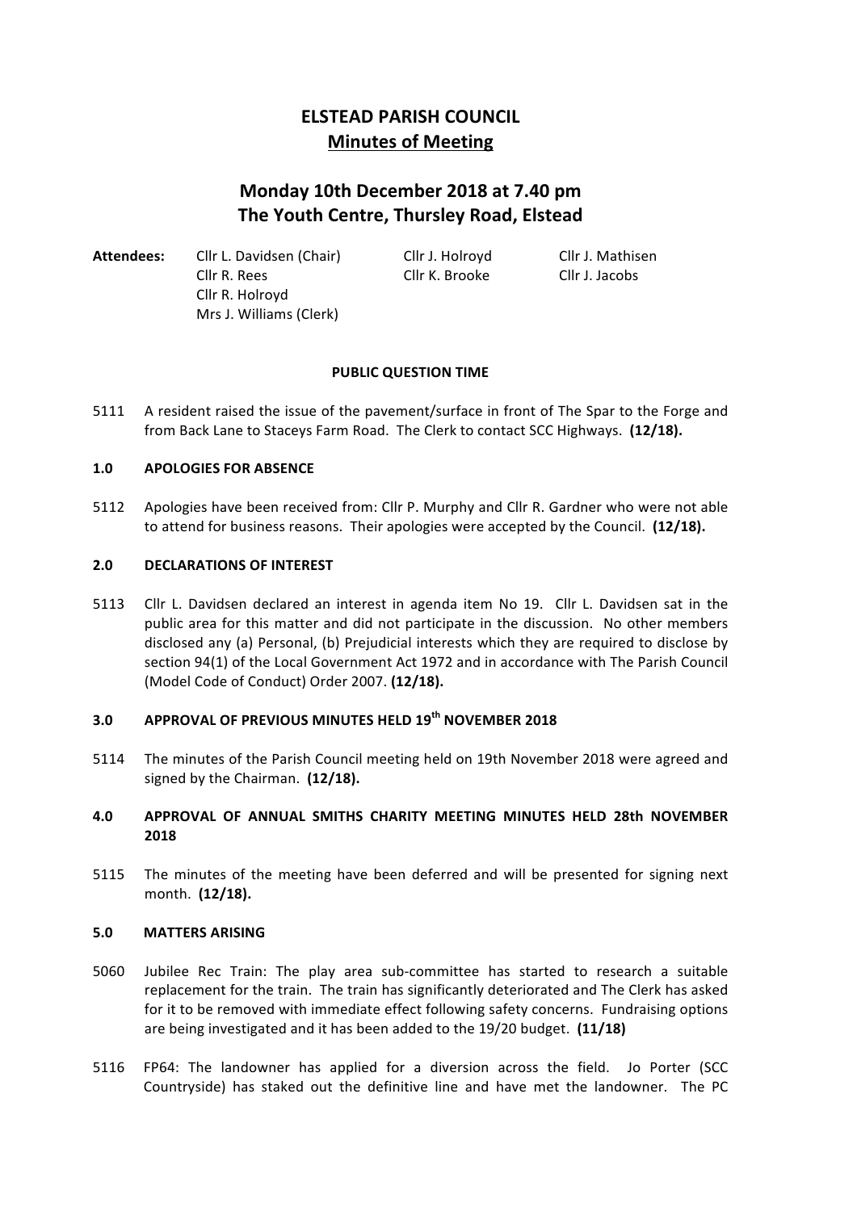# ELSTEAD PARISH COUNCIL

## Minutes of Meeting

## Monday 10th December 2018 at 7.40 pm
## The Youth Centre, Thursley Road, Elstead

| **Attendees:** | Cllr L. Davidsen (Chair) | Cllr J. Holroyd | Cllr J. Mathisen |
|---|---|---|---|
| | Cllr R. Rees | Cllr K. Brooke | Cllr J. Jacobs |
| | Cllr R. Holroyd | | |
| | Mrs J. Williams (Clerk) | | |

**PUBLIC QUESTION TIME**

5111 A resident raised the issue of the pavement/surface in front of The Spar to the Forge and from Back Lane to Staceys Farm Road. The Clerk to contact SCC Highways. **(12/18).**

**1.0 APOLOGIES FOR ABSENCE**

5112 Apologies have been received from: Cllr P. Murphy and Cllr R. Gardner who were not able to attend for business reasons. Their apologies were accepted by the Council. **(12/18).**

**2.0 DECLARATIONS OF INTEREST**

5113 Cllr L. Davidsen declared an interest in agenda item No 19. Cllr L. Davidsen sat in the public area for this matter and did not participate in the discussion. No other members disclosed any (a) Personal, (b) Prejudicial interests which they are required to disclose by section 94(1) of the Local Government Act 1972 and in accordance with The Parish Council (Model Code of Conduct) Order 2007. **(12/18).**

**3.0 APPROVAL OF PREVIOUS MINUTES HELD 19th NOVEMBER 2018**

5114 The minutes of the Parish Council meeting held on 19th November 2018 were agreed and signed by the Chairman. **(12/18).**

**4.0 APPROVAL OF ANNUAL SMITHS CHARITY MEETING MINUTES HELD 28th NOVEMBER 2018**

5115 The minutes of the meeting have been deferred and will be presented for signing next month. **(12/18).**

**5.0 MATTERS ARISING**

5060 Jubilee Rec Train: The play area sub-committee has started to research a suitable replacement for the train. The train has significantly deteriorated and The Clerk has asked for it to be removed with immediate effect following safety concerns. Fundraising options are being investigated and it has been added to the 19/20 budget. **(11/18)**

5116 FP64: The landowner has applied for a diversion across the field. Jo Porter (SCC Countryside) has staked out the definitive line and have met the landowner. The PC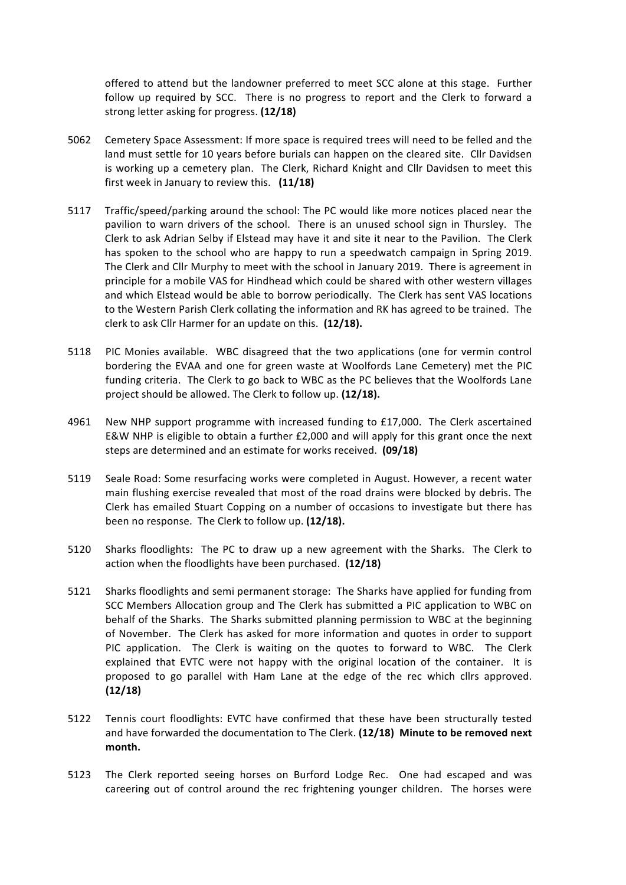offered to attend but the landowner preferred to meet SCC alone at this stage. Further follow up required by SCC. There is no progress to report and the Clerk to forward a strong letter asking for progress. **(12/18)**

5062 Cemetery Space Assessment: If more space is required trees will need to be felled and the land must settle for 10 years before burials can happen on the cleared site. Cllr Davidsen is working up a cemetery plan. The Clerk, Richard Knight and Cllr Davidsen to meet this first week in January to review this. **(11/18)**

5117 Traffic/speed/parking around the school: The PC would like more notices placed near the pavilion to warn drivers of the school. There is an unused school sign in Thursley. The Clerk to ask Adrian Selby if Elstead may have it and site it near to the Pavilion. The Clerk has spoken to the school who are happy to run a speedwatch campaign in Spring 2019. The Clerk and Cllr Murphy to meet with the school in January 2019. There is agreement in principle for a mobile VAS for Hindhead which could be shared with other western villages and which Elstead would be able to borrow periodically. The Clerk has sent VAS locations to the Western Parish Clerk collating the information and RK has agreed to be trained. The clerk to ask Cllr Harmer for an update on this. **(12/18).**

5118 PIC Monies available. WBC disagreed that the two applications (one for vermin control bordering the EVAA and one for green waste at Woolfords Lane Cemetery) met the PIC funding criteria. The Clerk to go back to WBC as the PC believes that the Woolfords Lane project should be allowed. The Clerk to follow up. **(12/18).**

4961 New NHP support programme with increased funding to £17,000. The Clerk ascertained E&W NHP is eligible to obtain a further £2,000 and will apply for this grant once the next steps are determined and an estimate for works received. **(09/18)**

5119 Seale Road: Some resurfacing works were completed in August. However, a recent water main flushing exercise revealed that most of the road drains were blocked by debris. The Clerk has emailed Stuart Copping on a number of occasions to investigate but there has been no response. The Clerk to follow up. **(12/18).**

5120 Sharks floodlights: The PC to draw up a new agreement with the Sharks. The Clerk to action when the floodlights have been purchased. **(12/18)**

5121 Sharks floodlights and semi permanent storage: The Sharks have applied for funding from SCC Members Allocation group and The Clerk has submitted a PIC application to WBC on behalf of the Sharks. The Sharks submitted planning permission to WBC at the beginning of November. The Clerk has asked for more information and quotes in order to support PIC application. The Clerk is waiting on the quotes to forward to WBC. The Clerk explained that EVTC were not happy with the original location of the container. It is proposed to go parallel with Ham Lane at the edge of the rec which cllrs approved. **(12/18)**

5122 Tennis court floodlights: EVTC have confirmed that these have been structurally tested and have forwarded the documentation to The Clerk. **(12/18) Minute to be removed next month.**

5123 The Clerk reported seeing horses on Burford Lodge Rec. One had escaped and was careering out of control around the rec frightening younger children. The horses were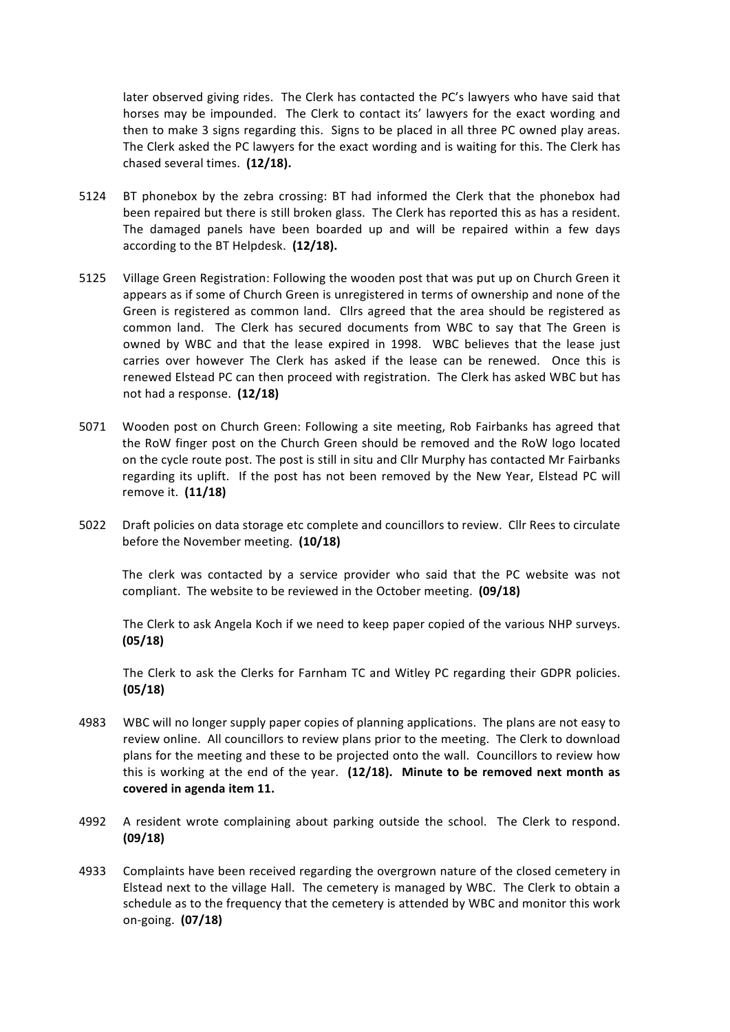later observed giving rides. The Clerk has contacted the PC's lawyers who have said that horses may be impounded. The Clerk to contact its' lawyers for the exact wording and then to make 3 signs regarding this. Signs to be placed in all three PC owned play areas. The Clerk asked the PC lawyers for the exact wording and is waiting for this. The Clerk has chased several times. **(12/18).**

5124 BT phonebox by the zebra crossing: BT had informed the Clerk that the phonebox had been repaired but there is still broken glass. The Clerk has reported this as has a resident. The damaged panels have been boarded up and will be repaired within a few days according to the BT Helpdesk. **(12/18).**

5125 Village Green Registration: Following the wooden post that was put up on Church Green it appears as if some of Church Green is unregistered in terms of ownership and none of the Green is registered as common land. Cllrs agreed that the area should be registered as common land. The Clerk has secured documents from WBC to say that The Green is owned by WBC and that the lease expired in 1998. WBC believes that the lease just carries over however The Clerk has asked if the lease can be renewed. Once this is renewed Elstead PC can then proceed with registration. The Clerk has asked WBC but has not had a response. **(12/18)**

5071 Wooden post on Church Green: Following a site meeting, Rob Fairbanks has agreed that the RoW finger post on the Church Green should be removed and the RoW logo located on the cycle route post. The post is still in situ and Cllr Murphy has contacted Mr Fairbanks regarding its uplift. If the post has not been removed by the New Year, Elstead PC will remove it. **(11/18)**

5022 Draft policies on data storage etc complete and councillors to review. Cllr Rees to circulate before the November meeting. **(10/18)**

The clerk was contacted by a service provider who said that the PC website was not compliant. The website to be reviewed in the October meeting. **(09/18)**

The Clerk to ask Angela Koch if we need to keep paper copied of the various NHP surveys. **(05/18)**

The Clerk to ask the Clerks for Farnham TC and Witley PC regarding their GDPR policies. **(05/18)**

4983 WBC will no longer supply paper copies of planning applications. The plans are not easy to review online. All councillors to review plans prior to the meeting. The Clerk to download plans for the meeting and these to be projected onto the wall. Councillors to review how this is working at the end of the year. **(12/18). Minute to be removed next month as covered in agenda item 11.**

4992 A resident wrote complaining about parking outside the school. The Clerk to respond. **(09/18)**

4933 Complaints have been received regarding the overgrown nature of the closed cemetery in Elstead next to the village Hall. The cemetery is managed by WBC. The Clerk to obtain a schedule as to the frequency that the cemetery is attended by WBC and monitor this work on-going. **(07/18)**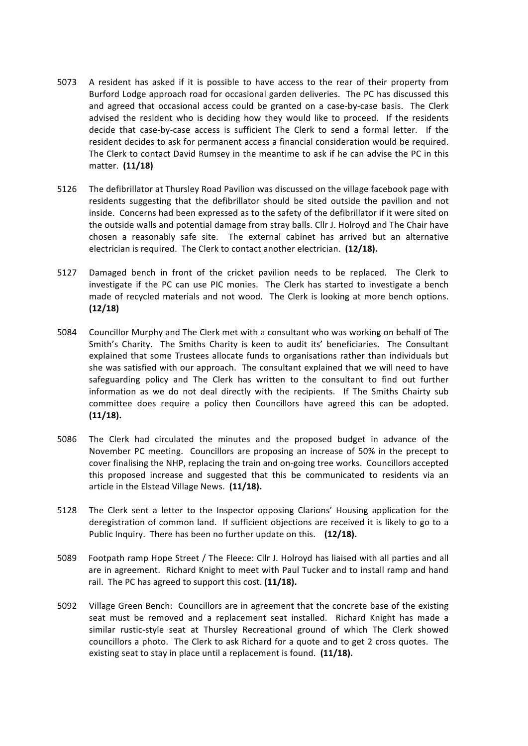5073 A resident has asked if it is possible to have access to the rear of their property from Burford Lodge approach road for occasional garden deliveries. The PC has discussed this and agreed that occasional access could be granted on a case-by-case basis. The Clerk advised the resident who is deciding how they would like to proceed. If the residents decide that case-by-case access is sufficient The Clerk to send a formal letter. If the resident decides to ask for permanent access a financial consideration would be required. The Clerk to contact David Rumsey in the meantime to ask if he can advise the PC in this matter. **(11/18)**

5126 The defibrillator at Thursley Road Pavilion was discussed on the village facebook page with residents suggesting that the defibrillator should be sited outside the pavilion and not inside. Concerns had been expressed as to the safety of the defibrillator if it were sited on the outside walls and potential damage from stray balls. Cllr J. Holroyd and The Chair have chosen a reasonably safe site. The external cabinet has arrived but an alternative electrician is required. The Clerk to contact another electrician. **(12/18).**

5127 Damaged bench in front of the cricket pavilion needs to be replaced. The Clerk to investigate if the PC can use PIC monies. The Clerk has started to investigate a bench made of recycled materials and not wood. The Clerk is looking at more bench options. **(12/18)**

5084 Councillor Murphy and The Clerk met with a consultant who was working on behalf of The Smith's Charity. The Smiths Charity is keen to audit its' beneficiaries. The Consultant explained that some Trustees allocate funds to organisations rather than individuals but she was satisfied with our approach. The consultant explained that we will need to have safeguarding policy and The Clerk has written to the consultant to find out further information as we do not deal directly with the recipients. If The Smiths Chairty sub committee does require a policy then Councillors have agreed this can be adopted. **(11/18).**

5086 The Clerk had circulated the minutes and the proposed budget in advance of the November PC meeting. Councillors are proposing an increase of 50% in the precept to cover finalising the NHP, replacing the train and on-going tree works. Councillors accepted this proposed increase and suggested that this be communicated to residents via an article in the Elstead Village News. **(11/18).**

5128 The Clerk sent a letter to the Inspector opposing Clarions' Housing application for the deregistration of common land. If sufficient objections are received it is likely to go to a Public Inquiry. There has been no further update on this. **(12/18).**

5089 Footpath ramp Hope Street / The Fleece: Cllr J. Holroyd has liaised with all parties and all are in agreement. Richard Knight to meet with Paul Tucker and to install ramp and hand rail. The PC has agreed to support this cost. **(11/18).**

5092 Village Green Bench: Councillors are in agreement that the concrete base of the existing seat must be removed and a replacement seat installed. Richard Knight has made a similar rustic-style seat at Thursley Recreational ground of which The Clerk showed councillors a photo. The Clerk to ask Richard for a quote and to get 2 cross quotes. The existing seat to stay in place until a replacement is found. **(11/18).**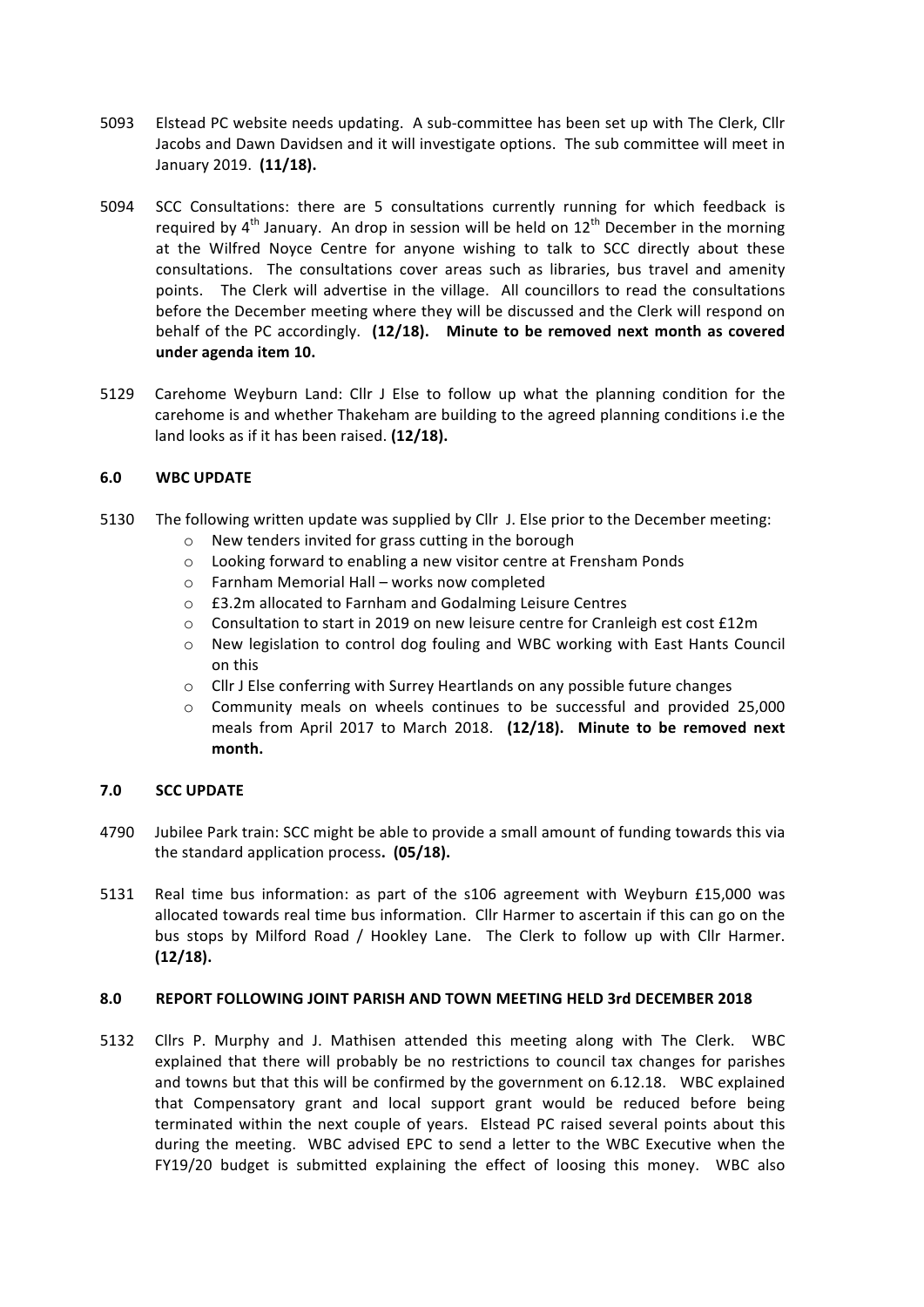5093 Elstead PC website needs updating. A sub-committee has been set up with The Clerk, Cllr Jacobs and Dawn Davidsen and it will investigate options. The sub committee will meet in January 2019. **(11/18).**

5094 SCC Consultations: there are 5 consultations currently running for which feedback is required by 4th January. An drop in session will be held on 12th December in the morning at the Wilfred Noyce Centre for anyone wishing to talk to SCC directly about these consultations. The consultations cover areas such as libraries, bus travel and amenity points. The Clerk will advertise in the village. All councillors to read the consultations before the December meeting where they will be discussed and the Clerk will respond on behalf of the PC accordingly. **(12/18). Minute to be removed next month as covered under agenda item 10.**

5129 Carehome Weyburn Land: Cllr J Else to follow up what the planning condition for the carehome is and whether Thakeham are building to the agreed planning conditions i.e the land looks as if it has been raised. **(12/18).**

## 6.0 WBC UPDATE

5130 The following written update was supplied by Cllr J. Else prior to the December meeting:

- New tenders invited for grass cutting in the borough
- Looking forward to enabling a new visitor centre at Frensham Ponds
- Farnham Memorial Hall – works now completed
- £3.2m allocated to Farnham and Godalming Leisure Centres
- Consultation to start in 2019 on new leisure centre for Cranleigh est cost £12m
- New legislation to control dog fouling and WBC working with East Hants Council on this
- Cllr J Else conferring with Surrey Heartlands on any possible future changes
- Community meals on wheels continues to be successful and provided 25,000 meals from April 2017 to March 2018. **(12/18). Minute to be removed next month.**

## 7.0 SCC UPDATE

4790 Jubilee Park train: SCC might be able to provide a small amount of funding towards this via the standard application process**. (05/18).**

5131 Real time bus information: as part of the s106 agreement with Weyburn £15,000 was allocated towards real time bus information. Cllr Harmer to ascertain if this can go on the bus stops by Milford Road / Hookley Lane. The Clerk to follow up with Cllr Harmer. **(12/18).**

## 8.0 REPORT FOLLOWING JOINT PARISH AND TOWN MEETING HELD 3rd DECEMBER 2018

5132 Cllrs P. Murphy and J. Mathisen attended this meeting along with The Clerk. WBC explained that there will probably be no restrictions to council tax changes for parishes and towns but that this will be confirmed by the government on 6.12.18. WBC explained that Compensatory grant and local support grant would be reduced before being terminated within the next couple of years. Elstead PC raised several points about this during the meeting. WBC advised EPC to send a letter to the WBC Executive when the FY19/20 budget is submitted explaining the effect of loosing this money. WBC also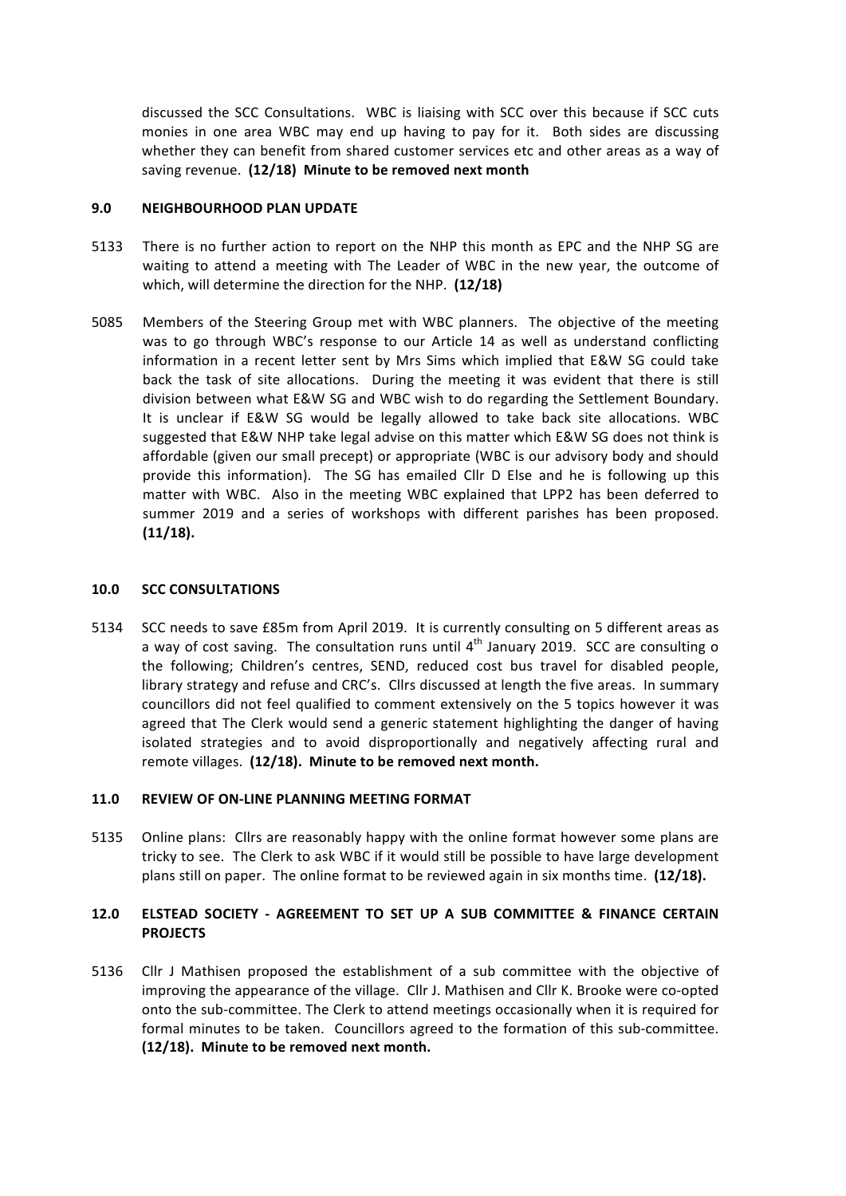discussed the SCC Consultations. WBC is liaising with SCC over this because if SCC cuts monies in one area WBC may end up having to pay for it. Both sides are discussing whether they can benefit from shared customer services etc and other areas as a way of saving revenue. **(12/18) Minute to be removed next month**

## 9.0 NEIGHBOURHOOD PLAN UPDATE

5133 There is no further action to report on the NHP this month as EPC and the NHP SG are waiting to attend a meeting with The Leader of WBC in the new year, the outcome of which, will determine the direction for the NHP. **(12/18)**

5085 Members of the Steering Group met with WBC planners. The objective of the meeting was to go through WBC's response to our Article 14 as well as understand conflicting information in a recent letter sent by Mrs Sims which implied that E&W SG could take back the task of site allocations. During the meeting it was evident that there is still division between what E&W SG and WBC wish to do regarding the Settlement Boundary. It is unclear if E&W SG would be legally allowed to take back site allocations. WBC suggested that E&W NHP take legal advise on this matter which E&W SG does not think is affordable (given our small precept) or appropriate (WBC is our advisory body and should provide this information). The SG has emailed Cllr D Else and he is following up this matter with WBC. Also in the meeting WBC explained that LPP2 has been deferred to summer 2019 and a series of workshops with different parishes has been proposed. **(11/18).**

## 10.0 SCC CONSULTATIONS

5134 SCC needs to save £85m from April 2019. It is currently consulting on 5 different areas as a way of cost saving. The consultation runs until 4th January 2019. SCC are consulting o the following; Children's centres, SEND, reduced cost bus travel for disabled people, library strategy and refuse and CRC's. Cllrs discussed at length the five areas. In summary councillors did not feel qualified to comment extensively on the 5 topics however it was agreed that The Clerk would send a generic statement highlighting the danger of having isolated strategies and to avoid disproportionally and negatively affecting rural and remote villages. **(12/18). Minute to be removed next month.**

## 11.0 REVIEW OF ON-LINE PLANNING MEETING FORMAT

5135 Online plans: Cllrs are reasonably happy with the online format however some plans are tricky to see. The Clerk to ask WBC if it would still be possible to have large development plans still on paper. The online format to be reviewed again in six months time. **(12/18).**

## 12.0 ELSTEAD SOCIETY - AGREEMENT TO SET UP A SUB COMMITTEE & FINANCE CERTAIN PROJECTS

5136 Cllr J Mathisen proposed the establishment of a sub committee with the objective of improving the appearance of the village. Cllr J. Mathisen and Cllr K. Brooke were co-opted onto the sub-committee. The Clerk to attend meetings occasionally when it is required for formal minutes to be taken. Councillors agreed to the formation of this sub-committee. **(12/18). Minute to be removed next month.**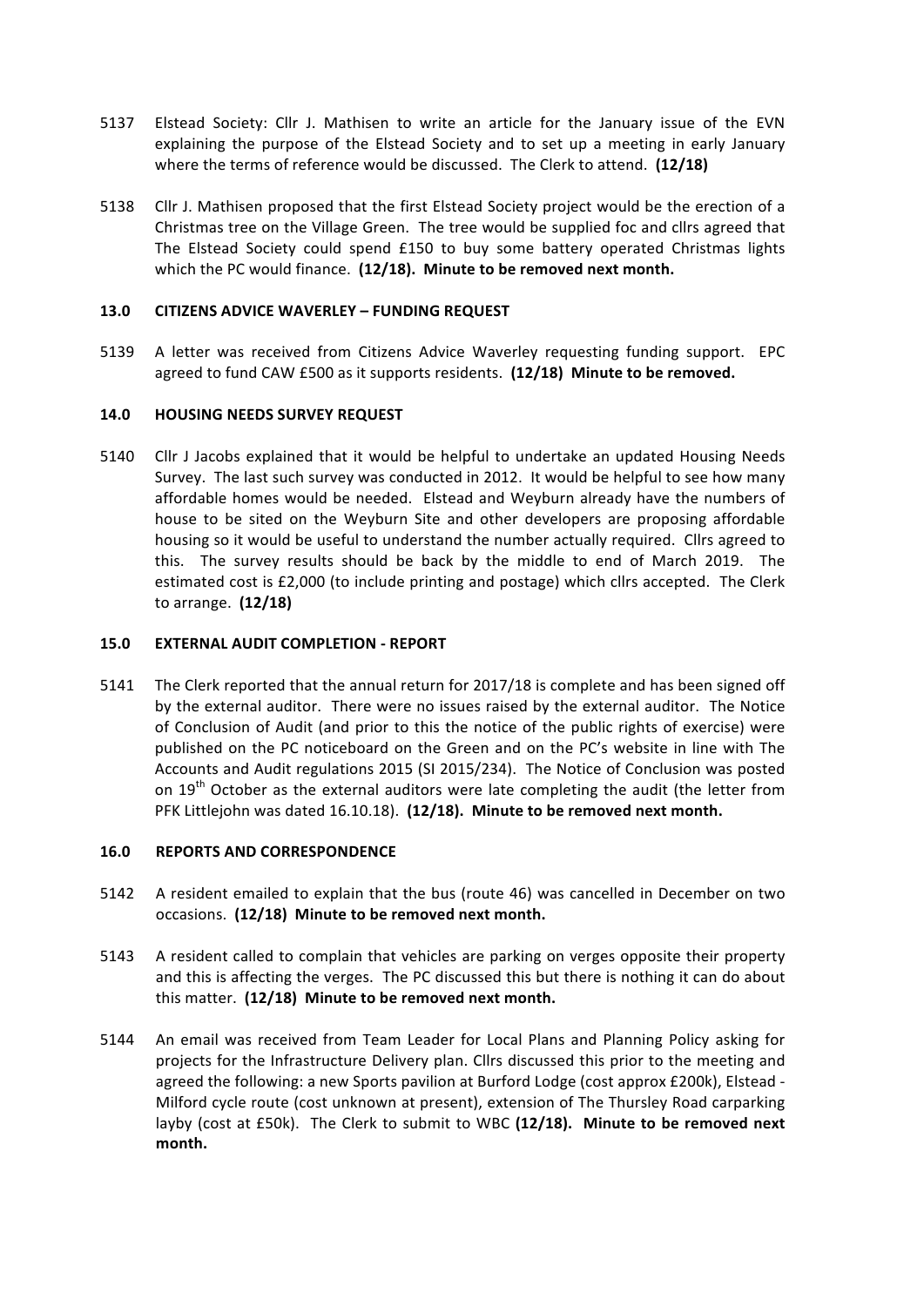5137 Elstead Society: Cllr J. Mathisen to write an article for the January issue of the EVN explaining the purpose of the Elstead Society and to set up a meeting in early January where the terms of reference would be discussed. The Clerk to attend. **(12/18)**

5138 Cllr J. Mathisen proposed that the first Elstead Society project would be the erection of a Christmas tree on the Village Green. The tree would be supplied foc and cllrs agreed that The Elstead Society could spend £150 to buy some battery operated Christmas lights which the PC would finance. **(12/18). Minute to be removed next month.**

## 13.0 CITIZENS ADVICE WAVERLEY – FUNDING REQUEST

5139 A letter was received from Citizens Advice Waverley requesting funding support. EPC agreed to fund CAW £500 as it supports residents. **(12/18) Minute to be removed.**

## 14.0 HOUSING NEEDS SURVEY REQUEST

5140 Cllr J Jacobs explained that it would be helpful to undertake an updated Housing Needs Survey. The last such survey was conducted in 2012. It would be helpful to see how many affordable homes would be needed. Elstead and Weyburn already have the numbers of house to be sited on the Weyburn Site and other developers are proposing affordable housing so it would be useful to understand the number actually required. Cllrs agreed to this. The survey results should be back by the middle to end of March 2019. The estimated cost is £2,000 (to include printing and postage) which cllrs accepted. The Clerk to arrange. **(12/18)**

## 15.0 EXTERNAL AUDIT COMPLETION - REPORT

5141 The Clerk reported that the annual return for 2017/18 is complete and has been signed off by the external auditor. There were no issues raised by the external auditor. The Notice of Conclusion of Audit (and prior to this the notice of the public rights of exercise) were published on the PC noticeboard on the Green and on the PC's website in line with The Accounts and Audit regulations 2015 (SI 2015/234). The Notice of Conclusion was posted on 19th October as the external auditors were late completing the audit (the letter from PFK Littlejohn was dated 16.10.18). **(12/18). Minute to be removed next month.**

## 16.0 REPORTS AND CORRESPONDENCE

5142 A resident emailed to explain that the bus (route 46) was cancelled in December on two occasions. **(12/18) Minute to be removed next month.**

5143 A resident called to complain that vehicles are parking on verges opposite their property and this is affecting the verges. The PC discussed this but there is nothing it can do about this matter. **(12/18) Minute to be removed next month.**

5144 An email was received from Team Leader for Local Plans and Planning Policy asking for projects for the Infrastructure Delivery plan. Cllrs discussed this prior to the meeting and agreed the following: a new Sports pavilion at Burford Lodge (cost approx £200k), Elstead - Milford cycle route (cost unknown at present), extension of The Thursley Road carparking layby (cost at £50k). The Clerk to submit to WBC **(12/18). Minute to be removed next month.**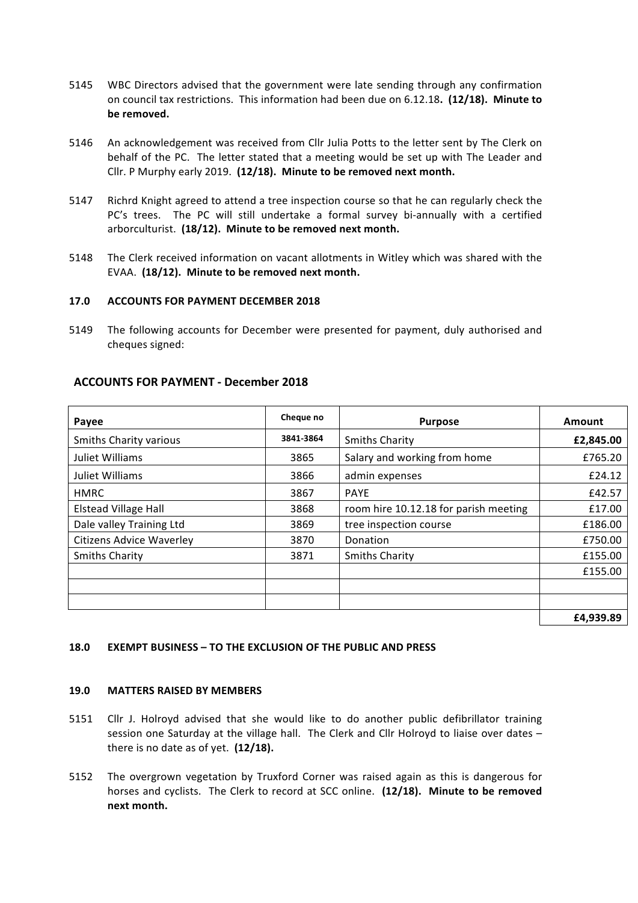5145 WBC Directors advised that the government were late sending through any confirmation on council tax restrictions. This information had been due on 6.12.18**. (12/18). Minute to be removed.**

5146 An acknowledgement was received from Cllr Julia Potts to the letter sent by The Clerk on behalf of the PC. The letter stated that a meeting would be set up with The Leader and Cllr. P Murphy early 2019. **(12/18). Minute to be removed next month.**

5147 Richrd Knight agreed to attend a tree inspection course so that he can regularly check the PC's trees. The PC will still undertake a formal survey bi-annually with a certified arborculturist. **(18/12). Minute to be removed next month.**

5148 The Clerk received information on vacant allotments in Witley which was shared with the EVAA. **(18/12). Minute to be removed next month.**

**17.0 ACCOUNTS FOR PAYMENT DECEMBER 2018**

5149 The following accounts for December were presented for payment, duly authorised and cheques signed:

**ACCOUNTS FOR PAYMENT - December 2018**

| Payee | Cheque no | Purpose | Amount |
|---|---|---|---|
| Smiths Charity various | 3841-3864 | Smiths Charity | **£2,845.00** |
| Juliet Williams | 3865 | Salary and working from home | £765.20 |
| Juliet Williams | 3866 | admin expenses | £24.12 |
| HMRC | 3867 | PAYE | £42.57 |
| Elstead Village Hall | 3868 | room hire 10.12.18 for parish meeting | £17.00 |
| Dale valley Training Ltd | 3869 | tree inspection course | £186.00 |
| Citizens Advice Waverley | 3870 | Donation | £750.00 |
| Smiths Charity | 3871 | Smiths Charity | £155.00 |
| | | | £155.00 |
| | | | |
| | | | |
| | | | **£4,939.89** |

**18.0 EXEMPT BUSINESS – TO THE EXCLUSION OF THE PUBLIC AND PRESS**

**19.0 MATTERS RAISED BY MEMBERS**

5151 Cllr J. Holroyd advised that she would like to do another public defibrillator training session one Saturday at the village hall. The Clerk and Cllr Holroyd to liaise over dates – there is no date as of yet. **(12/18).**

5152 The overgrown vegetation by Truxford Corner was raised again as this is dangerous for horses and cyclists. The Clerk to record at SCC online. **(12/18). Minute to be removed next month.**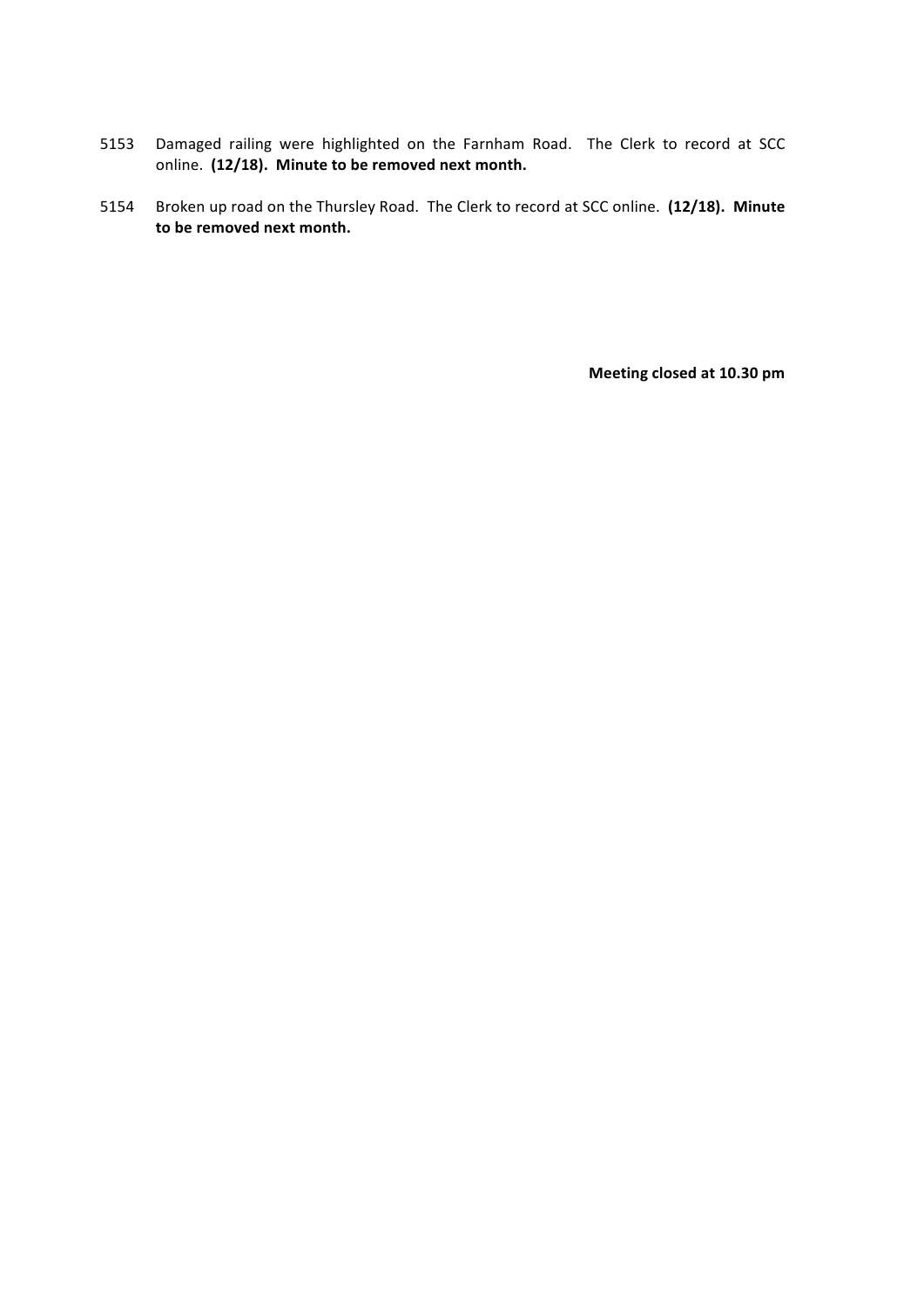5153 Damaged railing were highlighted on the Farnham Road. The Clerk to record at SCC online. **(12/18). Minute to be removed next month.**

5154 Broken up road on the Thursley Road. The Clerk to record at SCC online. **(12/18). Minute to be removed next month.**

**Meeting closed at 10.30 pm**